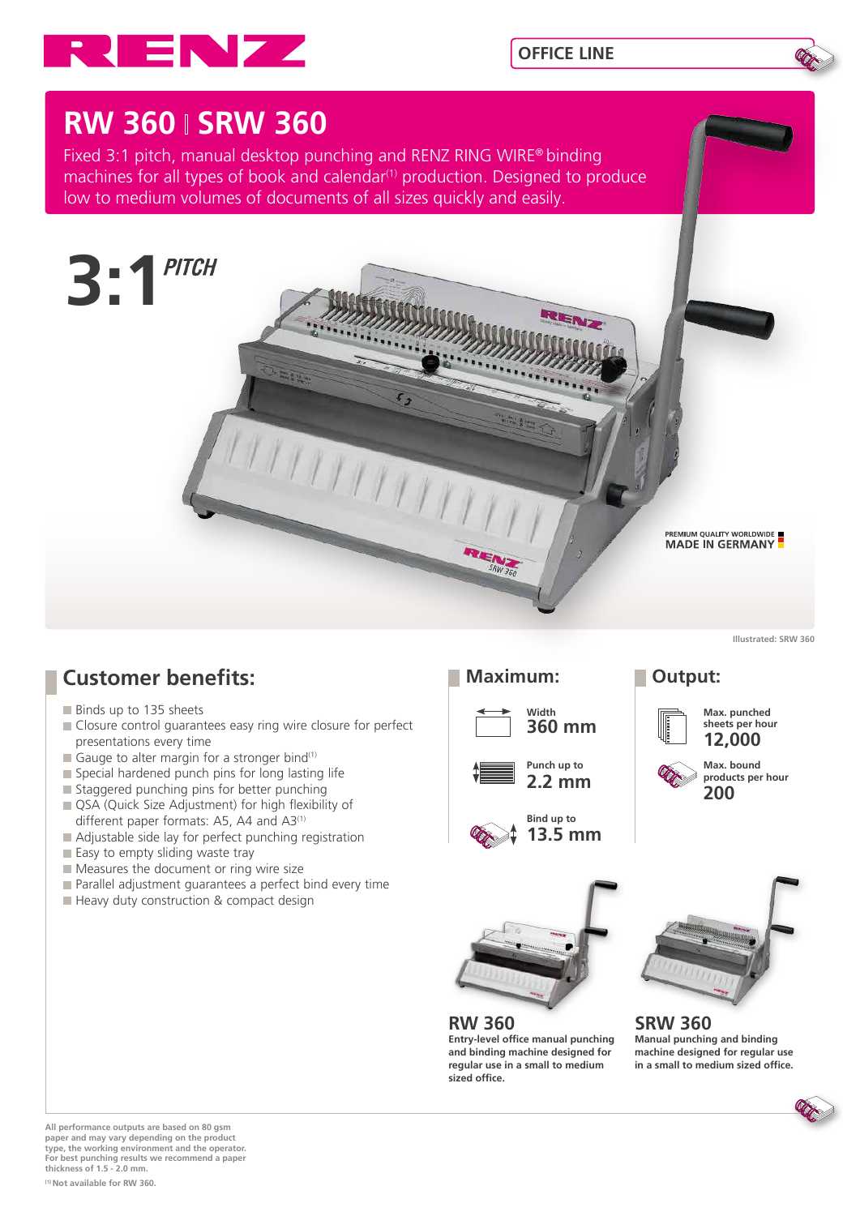RENZ

OFFICE LINE

# RW 360 | SRW 360

Fixed 3:1 pitch, manual desktop punching and RENZ RING WIRE® binding machines for all types of book and calendar[1] production. Designed to produce low to medium volumes of documents of all sizes quickly and easily.

3:1 PITCH

PREMIUM QUALITY WORLDWIDE
MADE IN GERMANY

Illustrated: SRW 360

## Customer benefits:

- Binds up to 135 sheets
- Closure control guarantees easy ring wire closure for perfect presentations every time
- Gauge to alter margin for a stronger bind[1]
- Special hardened punch pins for long lasting life
- Staggered punching pins for better punching
- QSA (Quick Size Adjustment) for high flexibility of different paper formats: A5, A4 and A3[1]
- Adjustable side lay for perfect punching registration
- Easy to empty sliding waste tray
- Measures the document or ring wire size
- Parallel adjustment guarantees a perfect bind every time
- Heavy duty construction & compact design

## Maximum:

Width
**360 mm**

Punch up to
**2.2 mm**

Bind up to
**13.5 mm**

## Output:

Max. punched sheets per hour
**12,000**

Max. bound products per hour
**200**

### RW 360

**Entry-level office manual punching and binding machine designed for regular use in a small to medium sized office.**

### SRW 360

**Manual punching and binding machine designed for regular use in a small to medium sized office.**

**All performance outputs are based on 80 gsm paper and may vary depending on the product type, the working environment and the operator. For best punching results we recommend a paper thickness of 1.5 - 2.0 mm.**

**[1] Not available for RW 360.**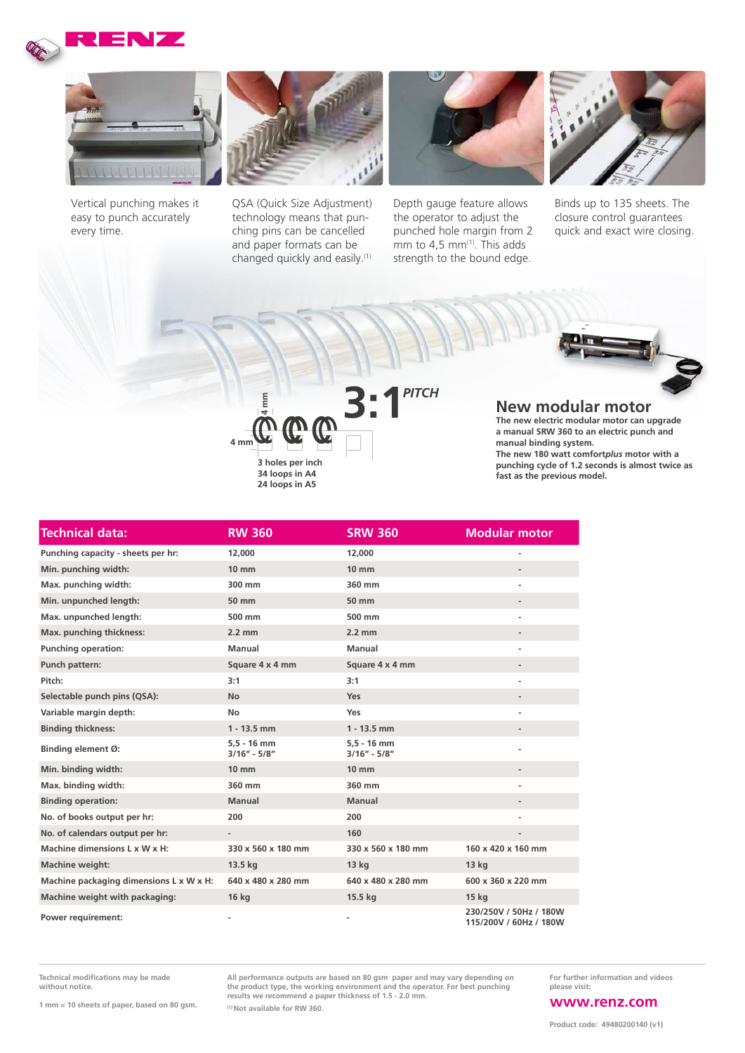RENZ

Vertical punching makes it easy to punch accurately every time.

QSA (Quick Size Adjustment) technology means that punching pins can be cancelled and paper formats can be changed quickly and easily.[1]

Depth gauge feature allows the operator to adjust the punched hole margin from 2 mm to 4,5 mm[1]. This adds strength to the bound edge.

Binds up to 135 sheets. The closure control guarantees quick and exact wire closing.

4 mm

4 mm

3:1 PITCH

3 holes per inch
34 loops in A4
24 loops in A5

## New modular motor

**The new electric modular motor can upgrade a manual SRW 360 to an electric punch and manual binding system.**
**The new 180 watt comfort*plus* motor with a punching cycle of 1.2 seconds is almost twice as fast as the previous model.**

| Technical data: | RW 360 | SRW 360 | Modular motor |
|---|---|---|---|
| Punching capacity - sheets per hr: | 12,000 | 12,000 | - |
| Min. punching width: | 10 mm | 10 mm | - |
| Max. punching width: | 300 mm | 360 mm | - |
| Min. unpunched length: | 50 mm | 50 mm | - |
| Max. unpunched length: | 500 mm | 500 mm | - |
| Max. punching thickness: | 2.2 mm | 2.2 mm | - |
| Punching operation: | Manual | Manual | - |
| Punch pattern: | Square 4 x 4 mm | Square 4 x 4 mm | - |
| Pitch: | 3:1 | 3:1 | - |
| Selectable punch pins (QSA): | No | Yes | - |
| Variable margin depth: | No | Yes | - |
| Binding thickness: | 1 - 13.5 mm | 1 - 13.5 mm | - |
| Binding element Ø: | 5,5 - 16 mm 3/16" - 5/8" | 5,5 - 16 mm 3/16" - 5/8" | - |
| Min. binding width: | 10 mm | 10 mm | - |
| Max. binding width: | 360 mm | 360 mm | - |
| Binding operation: | Manual | Manual | - |
| No. of books output per hr: | 200 | 200 | - |
| No. of calendars output per hr: | - | 160 | - |
| Machine dimensions L x W x H: | 330 x 560 x 180 mm | 330 x 560 x 180 mm | 160 x 420 x 160 mm |
| Machine weight: | 13.5 kg | 13 kg | 13 kg |
| Machine packaging dimensions L x W x H: | 640 x 480 x 280 mm | 640 x 480 x 280 mm | 600 x 360 x 220 mm |
| Machine weight with packaging: | 16 kg | 15.5 kg | 15 kg |
| Power requirement: | - | - | 230/250V / 50Hz / 180W 115/200V / 60Hz / 180W |

Technical modifications may be made without notice.

1 mm = 10 sheets of paper, based on 80 gsm.

All performance outputs are based on 80 gsm paper and may vary depending on the product type, the working environment and the operator. For best punching results we recommend a paper thickness of 1.5 - 2.0 mm.

[1] Not available for RW 360.

For further information and videos please visit:

**www.renz.com**

Product code: 49480200140 (v1)